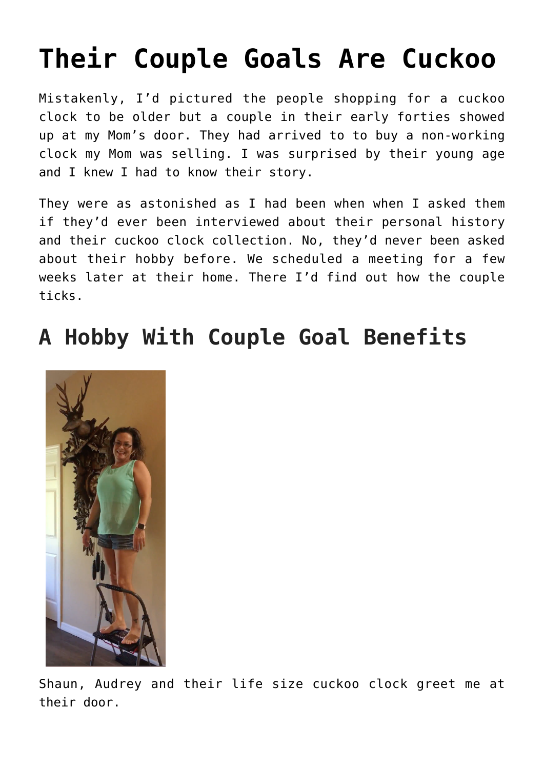# Their Couple Goals Are Cuckoo

Mistakenly, I'd pictured the people shopping for a cuckoo clock to be older but a couple in their early forties showed up at my Mom's door. They had arrived to to buy a non-working clock my Mom was selling. I was surprised by their young age and I knew I had to know their story.

They were as astonished as I had been when when I asked them if they'd ever been interviewed about their personal history and their cuckoo clock collection. No, they'd never been asked about their hobby before. We scheduled a meeting for a few weeks later at their home. There I'd find out how the couple ticks.

## A Hobby With Couple Goal Benefits

Shaun, Audrey and their life size cuckoo clock greet me at their door.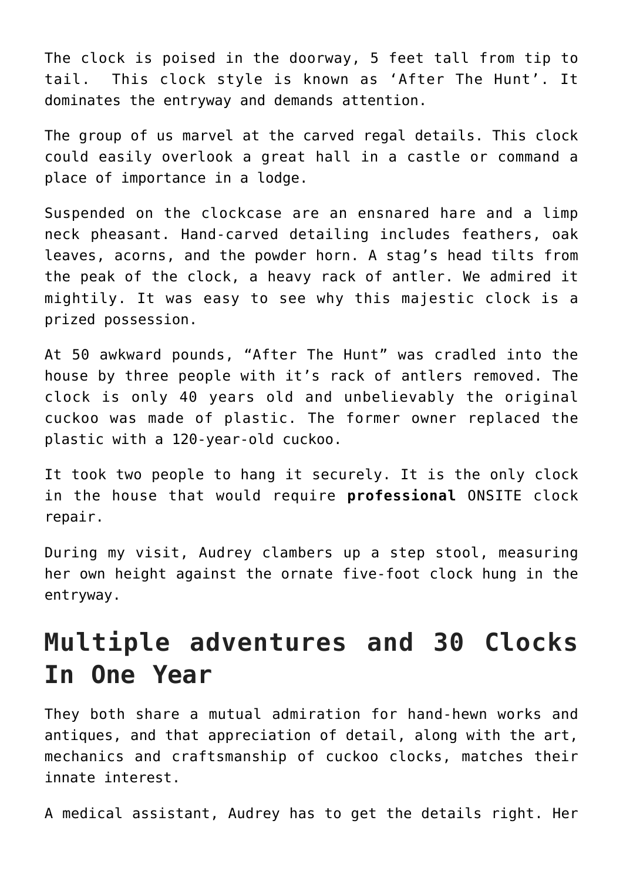The clock is poised in the doorway, 5 feet tall from tip to tail. This clock style is known as 'After The Hunt'. It dominates the entryway and demands attention.

The group of us marvel at the carved regal details. This clock could easily overlook a great hall in a castle or command a place of importance in a lodge.

Suspended on the clockcase are an ensnared hare and a limp neck pheasant. Hand-carved detailing includes feathers, oak leaves, acorns, and the powder horn. A stag's head tilts from the peak of the clock, a heavy rack of antler. We admired it mightily. It was easy to see why this majestic clock is a prized possession.

At 50 awkward pounds, "After The Hunt" was cradled into the house by three people with it's rack of antlers removed. The clock is only 40 years old and unbelievably the original cuckoo was made of plastic. The former owner replaced the plastic with a 120-year-old cuckoo.

It took two people to hang it securely. It is the only clock in the house that would require **professional** ONSITE clock repair.

During my visit, Audrey clambers up a step stool, measuring her own height against the ornate five-foot clock hung in the entryway.

## Multiple adventures and 30 Clocks In One Year

They both share a mutual admiration for hand-hewn works and antiques, and that appreciation of detail, along with the art, mechanics and craftsmanship of cuckoo clocks, matches their innate interest.

A medical assistant, Audrey has to get the details right. Her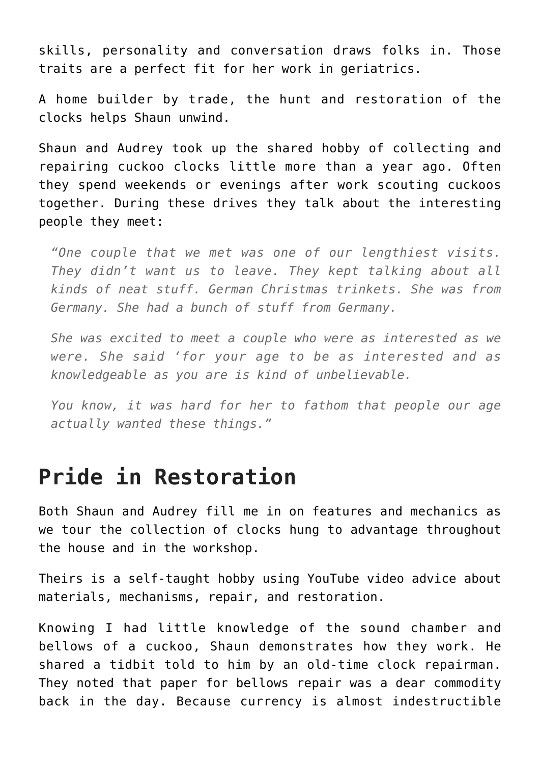skills, personality and conversation draws folks in. Those traits are a perfect fit for her work in geriatrics.

A home builder by trade, the hunt and restoration of the clocks helps Shaun unwind.

Shaun and Audrey took up the shared hobby of collecting and repairing cuckoo clocks little more than a year ago. Often they spend weekends or evenings after work scouting cuckoos together. During these drives they talk about the interesting people they meet:

> *"One couple that we met was one of our lengthiest visits. They didn't want us to leave. They kept talking about all kinds of neat stuff. German Christmas trinkets. She was from Germany. She had a bunch of stuff from Germany.*
>
> *She was excited to meet a couple who were as interested as we were. She said 'for your age to be as interested and as knowledgeable as you are is kind of unbelievable.*
>
> *You know, it was hard for her to fathom that people our age actually wanted these things."*

## Pride in Restoration

Both Shaun and Audrey fill me in on features and mechanics as we tour the collection of clocks hung to advantage throughout the house and in the workshop.

Theirs is a self-taught hobby using YouTube video advice about materials, mechanisms, repair, and restoration.

Knowing I had little knowledge of the sound chamber and bellows of a cuckoo, Shaun demonstrates how they work. He shared a tidbit told to him by an old-time clock repairman. They noted that paper for bellows repair was a dear commodity back in the day. Because currency is almost indestructible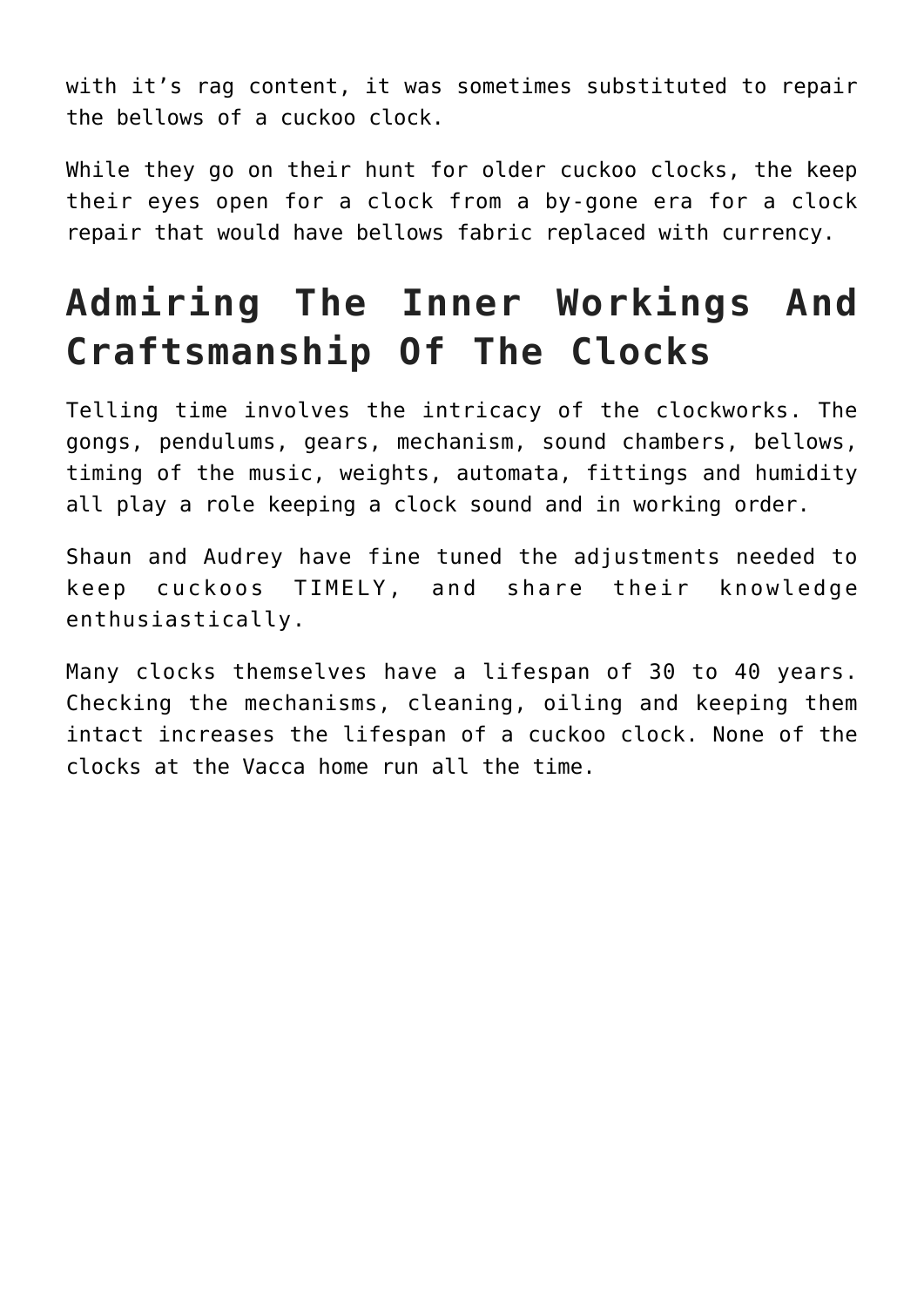with it's rag content, it was sometimes substituted to repair the bellows of a cuckoo clock.

While they go on their hunt for older cuckoo clocks, the keep their eyes open for a clock from a by-gone era for a clock repair that would have bellows fabric replaced with currency.

## Admiring The Inner Workings And Craftsmanship Of The Clocks

Telling time involves the intricacy of the clockworks. The gongs, pendulums, gears, mechanism, sound chambers, bellows, timing of the music, weights, automata, fittings and humidity all play a role keeping a clock sound and in working order.

Shaun and Audrey have fine tuned the adjustments needed to keep cuckoos TIMELY, and share their knowledge enthusiastically.

Many clocks themselves have a lifespan of 30 to 40 years. Checking the mechanisms, cleaning, oiling and keeping them intact increases the lifespan of a cuckoo clock. None of the clocks at the Vacca home run all the time.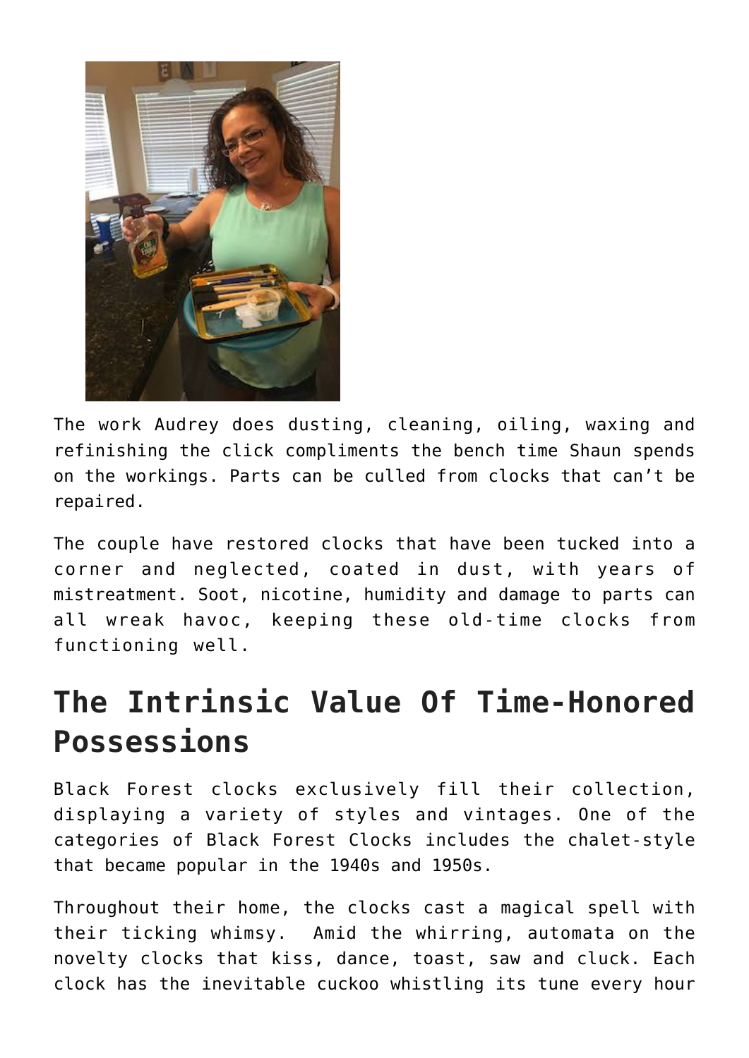The work Audrey does dusting, cleaning, oiling, waxing and refinishing the click compliments the bench time Shaun spends on the workings. Parts can be culled from clocks that can't be repaired.

The couple have restored clocks that have been tucked into a corner and neglected, coated in dust, with years of mistreatment. Soot, nicotine, humidity and damage to parts can all wreak havoc, keeping these old-time clocks from functioning well.

## The Intrinsic Value Of Time-Honored Possessions

Black Forest clocks exclusively fill their collection, displaying a variety of styles and vintages. One of the categories of Black Forest Clocks includes the chalet-style that became popular in the 1940s and 1950s.

Throughout their home, the clocks cast a magical spell with their ticking whimsy. Amid the whirring, automata on the novelty clocks that kiss, dance, toast, saw and cluck. Each clock has the inevitable cuckoo whistling its tune every hour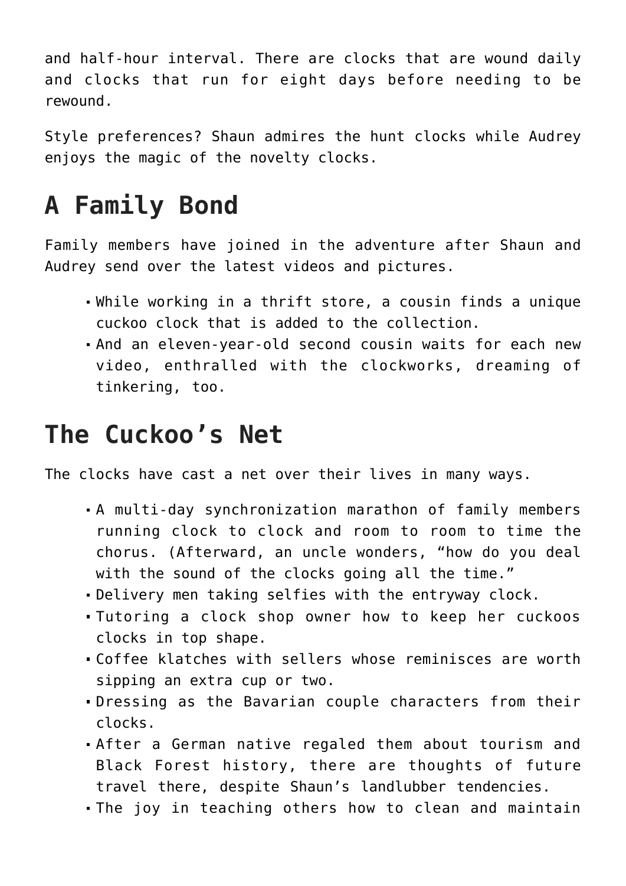and half-hour interval. There are clocks that are wound daily and clocks that run for eight days before needing to be rewound.

Style preferences? Shaun admires the hunt clocks while Audrey enjoys the magic of the novelty clocks.

## A Family Bond

Family members have joined in the adventure after Shaun and Audrey send over the latest videos and pictures.

- While working in a thrift store, a cousin finds a unique cuckoo clock that is added to the collection.
- And an eleven-year-old second cousin waits for each new video, enthralled with the clockworks, dreaming of tinkering, too.

## The Cuckoo's Net

The clocks have cast a net over their lives in many ways.

- A multi-day synchronization marathon of family members running clock to clock and room to room to time the chorus. (Afterward, an uncle wonders, "how do you deal with the sound of the clocks going all the time."
- Delivery men taking selfies with the entryway clock.
- Tutoring a clock shop owner how to keep her cuckoos clocks in top shape.
- Coffee klatches with sellers whose reminisces are worth sipping an extra cup or two.
- Dressing as the Bavarian couple characters from their clocks.
- After a German native regaled them about tourism and Black Forest history, there are thoughts of future travel there, despite Shaun's landlubber tendencies.
- The joy in teaching others how to clean and maintain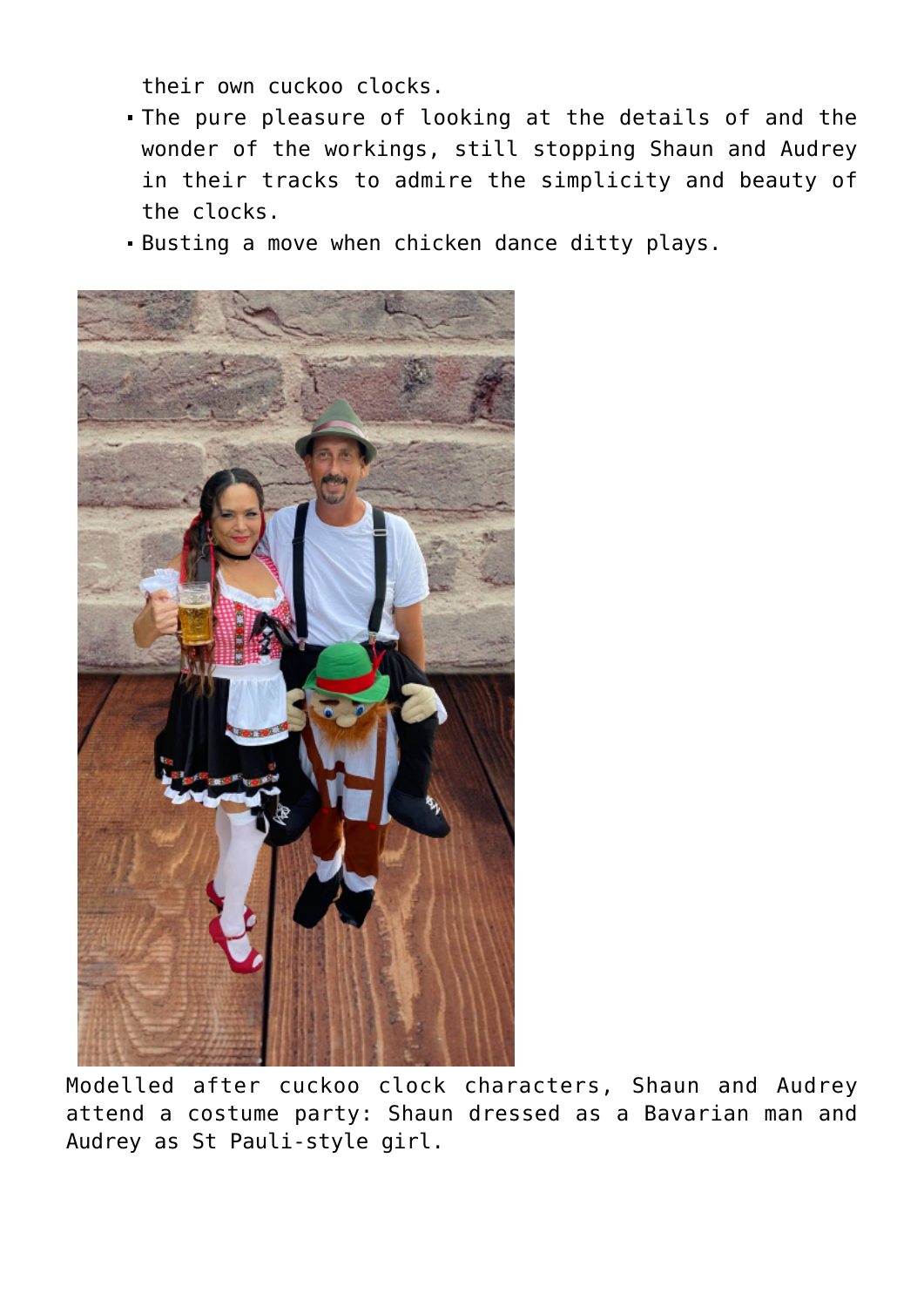their own cuckoo clocks.

- The pure pleasure of looking at the details of and the wonder of the workings, still stopping Shaun and Audrey in their tracks to admire the simplicity and beauty of the clocks.
- Busting a move when chicken dance ditty plays.

Modelled after cuckoo clock characters, Shaun and Audrey attend a costume party: Shaun dressed as a Bavarian man and Audrey as St Pauli-style girl.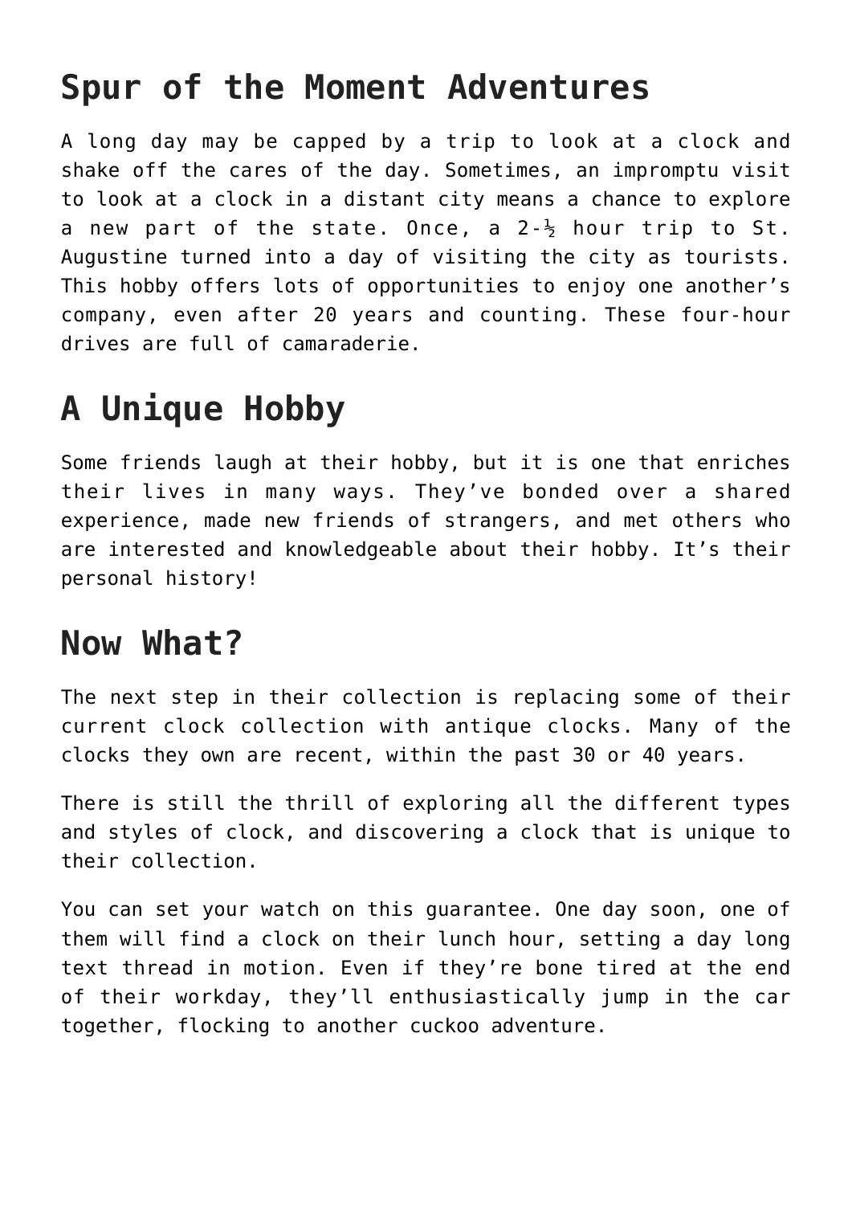## Spur of the Moment Adventures

A long day may be capped by a trip to look at a clock and shake off the cares of the day. Sometimes, an impromptu visit to look at a clock in a distant city means a chance to explore a new part of the state. Once, a 2-½ hour trip to St. Augustine turned into a day of visiting the city as tourists. This hobby offers lots of opportunities to enjoy one another's company, even after 20 years and counting. These four-hour drives are full of camaraderie.

## A Unique Hobby

Some friends laugh at their hobby, but it is one that enriches their lives in many ways. They've bonded over a shared experience, made new friends of strangers, and met others who are interested and knowledgeable about their hobby. It's their personal history!

## Now What?

The next step in their collection is replacing some of their current clock collection with antique clocks. Many of the clocks they own are recent, within the past 30 or 40 years.

There is still the thrill of exploring all the different types and styles of clock, and discovering a clock that is unique to their collection.

You can set your watch on this guarantee. One day soon, one of them will find a clock on their lunch hour, setting a day long text thread in motion. Even if they're bone tired at the end of their workday, they'll enthusiastically jump in the car together, flocking to another cuckoo adventure.